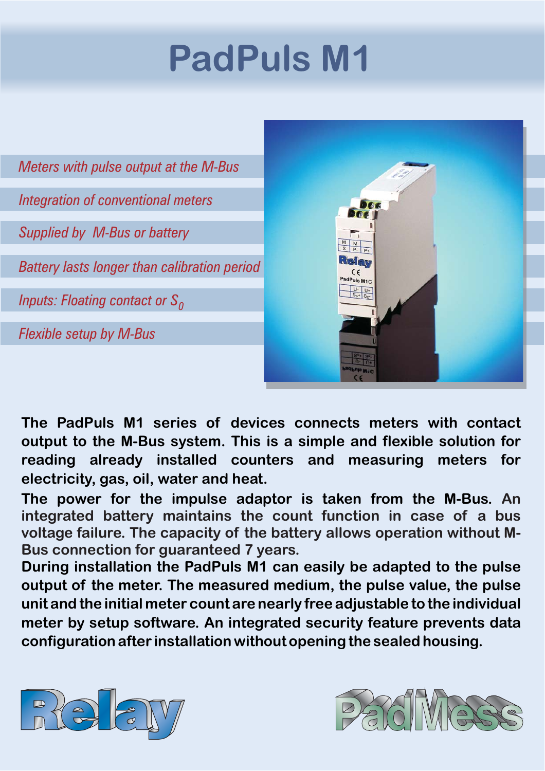# PadPuls M1

*Meters with pulse output at the M-Bus*

*Integration of conventional meters*

*Supplied by M-Bus or battery*

*Battery lasts longer than calibration period*

*Inputs: Floating contact or $S_0$*

*Flexible setup by M-Bus*

**The PadPuls M1 series of devices connects meters with contact output to the M-Bus system. This is a simple and flexible solution for reading already installed counters and measuring meters for electricity, gas, oil, water and heat.**

**The power for the impulse adaptor is taken from the M-Bus. An integrated battery maintains the count function in case of a bus voltage failure. The capacity of the battery allows operation without M-Bus connection for guaranteed 7 years.**

**During installation the PadPuls M1 can easily be adapted to the pulse output of the meter. The measured medium, the pulse value, the pulse unit and the initial meter count are nearly free adjustable to the individual meter by setup software. An integrated security feature prevents data configuration after installation without opening the sealed housing.**

Relay

PadMess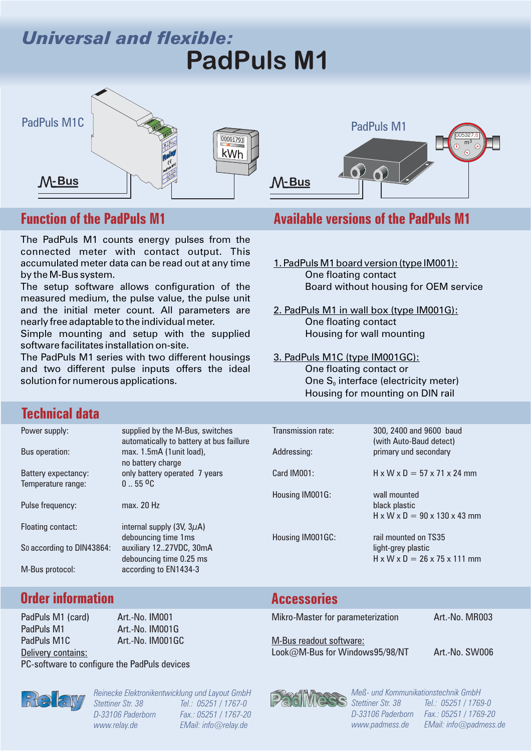# Universal and flexible:

# PadPuls M1

PadPuls M1C

M-Bus

PadPuls M1

M-Bus

## Function of the PadPuls M1

The PadPuls M1 counts energy pulses from the connected meter with contact output. This accumulated meter data can be read out at any time by the M-Bus system.

The setup software allows configuration of the measured medium, the pulse value, the pulse unit and the initial meter count. All parameters are nearly free adaptable to the individual meter.

Simple mounting and setup with the supplied software facilitates installation on-site.

The PadPuls M1 series with two different housings and two different pulse inputs offers the ideal solution for numerous applications.

## Available versions of the PadPuls M1

1. PadPuls M1 board version (type IM001):
   - One floating contact
   - Board without housing for OEM service
2. PadPuls M1 in wall box (type IM001G):
   - One floating contact
   - Housing for wall mounting
3. PadPuls M1C (type IM001GC):
   - One floating contact or
   - One $S_0$ interface (electricity meter)
   - Housing for mounting on DIN rail

## Technical data

| | |
|---|---|
| Power supply: | supplied by the M-Bus, switches automatically to battery at bus faillure |
| Bus operation: | max. 1.5mA (1unit load), no battery charge |
| Battery expectancy: | only battery operated 7 years |
| Temperature range: | 0 .. 55 °C |
| Pulse frequency: | max. 20 Hz |
| Floating contact: | internal supply (3V, 3µA) debouncing time 1ms |
| $S_0$ according to DIN43864: | auxiliary 12..27VDC, 30mA debouncing time 0.25 ms |
| M-Bus protocol: | according to EN1434-3 |
| Transmission rate: | 300, 2400 and 9600 baud (with Auto-Baud detect) |
| Addressing: | primary und secondary |
| Card IM001: | H x W x D = 57 x 71 x 24 mm |
| Housing IM001G: | wall mounted black plastic H x W x D = 90 x 130 x 43 mm |
| Housing IM001GC: | rail mounted on TS35 light-grey plastic H x W x D = 26 x 75 x 111 mm |

## Order information

| | |
|---|---|
| PadPuls M1 (card) | Art.-No. IM001 |
| PadPuls M1 | Art.-No. IM001G |
| PadPuls M1C | Art.-No. IM001GC |

Delivery contains:
PC-software to configure the PadPuls devices

## Accessories

| | |
|---|---|
| Mikro-Master for parameterization | Art.-No. MR003 |

M-Bus readout software:

| | |
|---|---|
| Look@M-Bus for Windows95/98/NT | Art.-No. SW006 |

Relay

*Reinecke Elektronikentwicklung und Layout GmbH*
*Stettiner Str. 38*
*D-33106 Paderborn*
*www.relay.de*
*Tel.: 05251 / 1767-0*
*Fax.: 05251 / 1767-20*
*EMail: info@relay.de*

PadMess

*Meß- und Kommunikationstechnik GmbH*
*Stettiner Str. 38*
*D-33106 Paderborn*
*www.padmess.de*
*Tel.: 05251 / 1769-0*
*Fax.: 05251 / 1769-20*
*EMail: info@padmess.de*